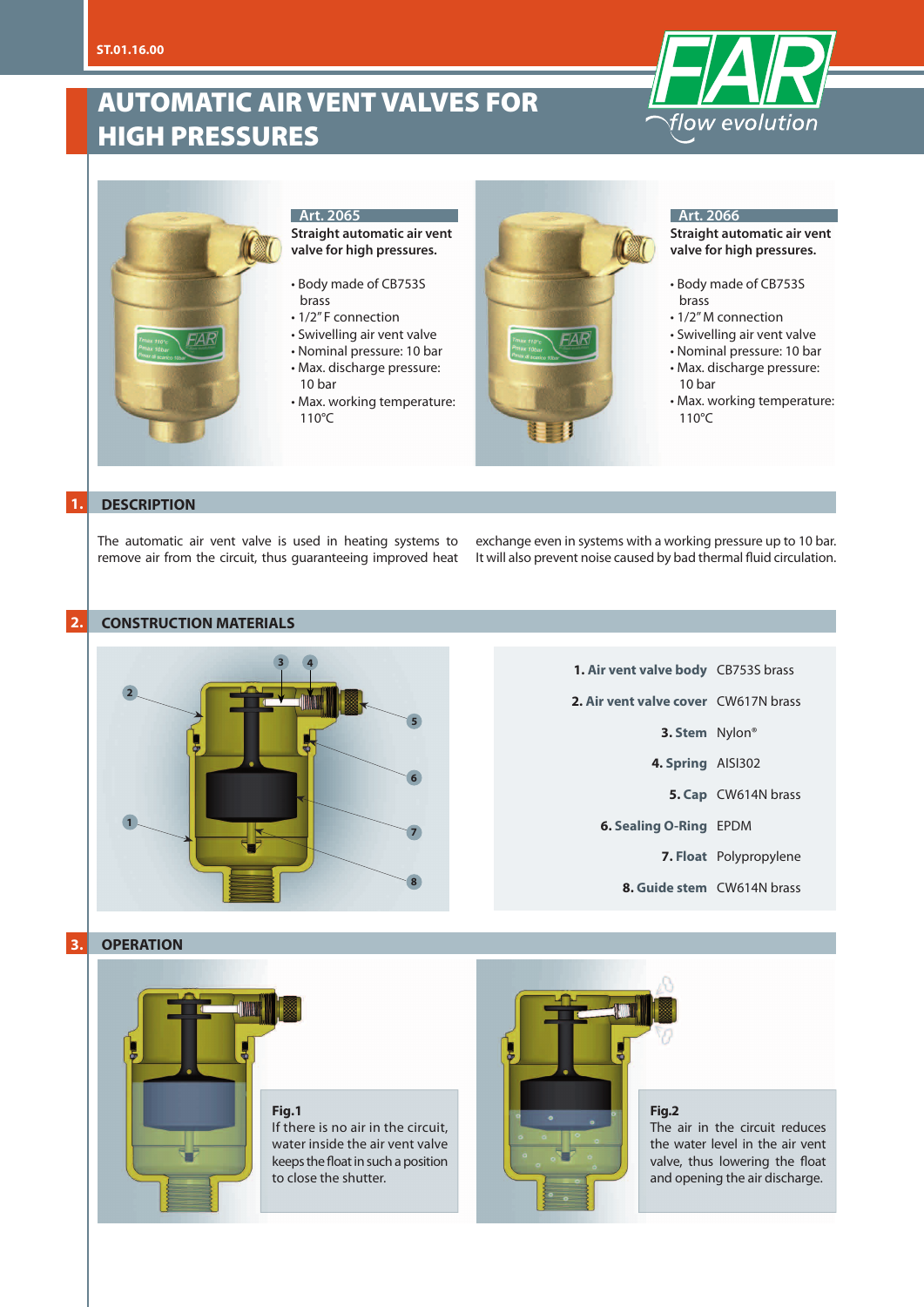# AUTOMATIC AIR VENT VALVES FOR HIGH PRESSURES

ST.01.16.00

### Art. 2065

**Straight automatic air vent valve for high pressures.**

- Body made of CB753S brass
- 1/2" F connection
- Swivelling air vent valve
- Nominal pressure: 10 bar
- Max. discharge pressure: 10 bar
- Max. working temperature: 110°C

### Art. 2066

**Straight automatic air vent valve for high pressures.**

- Body made of CB753S brass
- 1/2" M connection
- Swivelling air vent valve
- Nominal pressure: 10 bar
- Max. discharge pressure: 10 bar
- Max. working temperature: 110°C

## 1. DESCRIPTION

The automatic air vent valve is used in heating systems to remove air from the circuit, thus guaranteeing improved heat exchange even in systems with a working pressure up to 10 bar. It will also prevent noise caused by bad thermal fluid circulation.

## 2. CONSTRUCTION MATERIALS

| Component | Material |
|---|---|
| **1. Air vent valve body** | CB753S brass |
| **2. Air vent valve cover** | CW617N brass |
| **3. Stem** | Nylon® |
| **4. Spring** | AISI302 |
| **5. Cap** | CW614N brass |
| **6. Sealing O-Ring** | EPDM |
| **7. Float** | Polypropylene |
| **8. Guide stem** | CW614N brass |

## 3. OPERATION

**Fig.1**
If there is no air in the circuit, water inside the air vent valve keeps the float in such a position to close the shutter.

**Fig.2**
The air in the circuit reduces the water level in the air vent valve, thus lowering the float and opening the air discharge.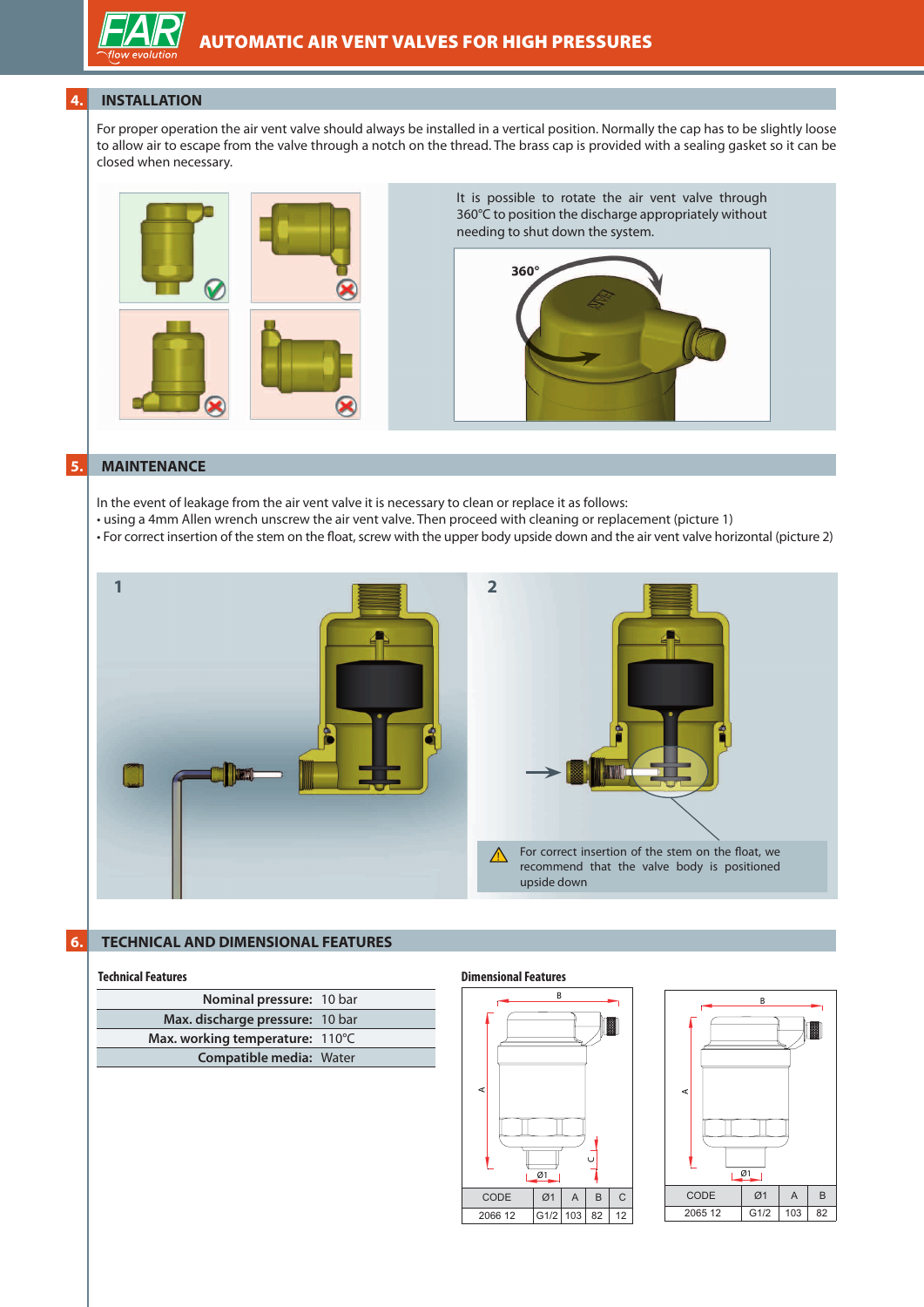## 4. INSTALLATION

For proper operation the air vent valve should always be installed in a vertical position. Normally the cap has to be slightly loose to allow air to escape from the valve through a notch on the thread. The brass cap is provided with a sealing gasket so it can be closed when necessary.

It is possible to rotate the air vent valve through 360°C to position the discharge appropriately without needing to shut down the system.

360°

## 5. MAINTENANCE

In the event of leakage from the air vent valve it is necessary to clean or replace it as follows:
- using a 4mm Allen wrench unscrew the air vent valve. Then proceed with cleaning or replacement (picture 1)
- For correct insertion of the stem on the float, screw with the upper body upside down and the air vent valve horizontal (picture 2)

1

2

For correct insertion of the stem on the float, we recommend that the valve body is positioned upside down

## 6. TECHNICAL AND DIMENSIONAL FEATURES

**Technical Features**

| | |
|---|---|
| **Nominal pressure:** | 10 bar |
| **Max. discharge pressure:** | 10 bar |
| **Max. working temperature:** | 110°C |
| **Compatible media:** | Water |

**Dimensional Features**

| CODE | Ø1 | A | B | C |
|---|---|---|---|---|
| 2066 12 | G1/2 | 103 | 82 | 12 |

| CODE | Ø1 | A | B |
|---|---|---|---|
| 2065 12 | G1/2 | 103 | 82 |